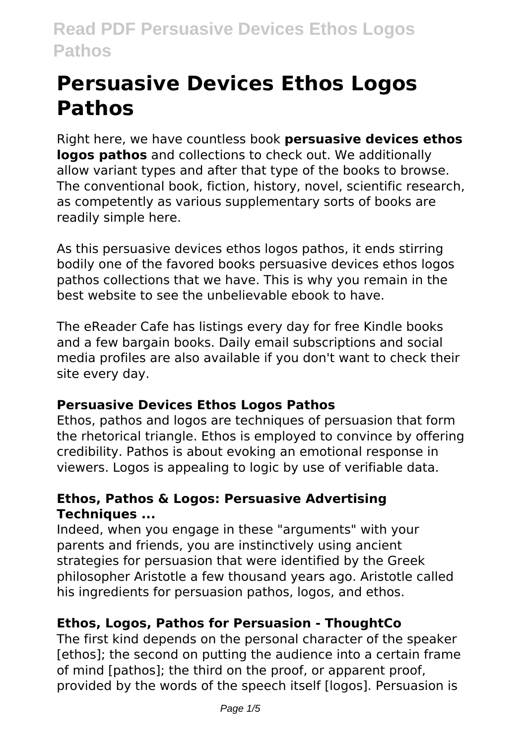# Persuasive Devices Ethos Logos Pathos

Right here, we have countless book **persuasive devices ethos logos pathos** and collections to check out. We additionally allow variant types and after that type of the books to browse. The conventional book, fiction, history, novel, scientific research, as competently as various supplementary sorts of books are readily simple here.

As this persuasive devices ethos logos pathos, it ends stirring bodily one of the favored books persuasive devices ethos logos pathos collections that we have. This is why you remain in the best website to see the unbelievable ebook to have.

The eReader Cafe has listings every day for free Kindle books and a few bargain books. Daily email subscriptions and social media profiles are also available if you don't want to check their site every day.

### Persuasive Devices Ethos Logos Pathos

Ethos, pathos and logos are techniques of persuasion that form the rhetorical triangle. Ethos is employed to convince by offering credibility. Pathos is about evoking an emotional response in viewers. Logos is appealing to logic by use of verifiable data.

### Ethos, Pathos & Logos: Persuasive Advertising Techniques ...

Indeed, when you engage in these "arguments" with your parents and friends, you are instinctively using ancient strategies for persuasion that were identified by the Greek philosopher Aristotle a few thousand years ago. Aristotle called his ingredients for persuasion pathos, logos, and ethos.

### Ethos, Logos, Pathos for Persuasion - ThoughtCo

The first kind depends on the personal character of the speaker [ethos]; the second on putting the audience into a certain frame of mind [pathos]; the third on the proof, or apparent proof, provided by the words of the speech itself [logos]. Persuasion is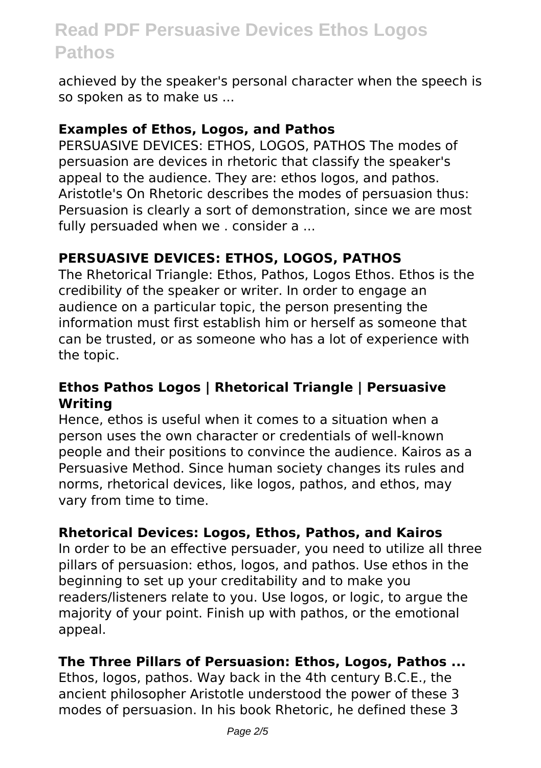achieved by the speaker's personal character when the speech is so spoken as to make us ...

### Examples of Ethos, Logos, and Pathos

PERSUASIVE DEVICES: ETHOS, LOGOS, PATHOS The modes of persuasion are devices in rhetoric that classify the speaker's appeal to the audience. They are: ethos logos, and pathos. Aristotle's On Rhetoric describes the modes of persuasion thus: Persuasion is clearly a sort of demonstration, since we are most fully persuaded when we . consider a ...

### PERSUASIVE DEVICES: ETHOS, LOGOS, PATHOS

The Rhetorical Triangle: Ethos, Pathos, Logos Ethos. Ethos is the credibility of the speaker or writer. In order to engage an audience on a particular topic, the person presenting the information must first establish him or herself as someone that can be trusted, or as someone who has a lot of experience with the topic.

### Ethos Pathos Logos | Rhetorical Triangle | Persuasive Writing

Hence, ethos is useful when it comes to a situation when a person uses the own character or credentials of well-known people and their positions to convince the audience. Kairos as a Persuasive Method. Since human society changes its rules and norms, rhetorical devices, like logos, pathos, and ethos, may vary from time to time.

### Rhetorical Devices: Logos, Ethos, Pathos, and Kairos

In order to be an effective persuader, you need to utilize all three pillars of persuasion: ethos, logos, and pathos. Use ethos in the beginning to set up your creditability and to make you readers/listeners relate to you. Use logos, or logic, to argue the majority of your point. Finish up with pathos, or the emotional appeal.

### The Three Pillars of Persuasion: Ethos, Logos, Pathos ...

Ethos, logos, pathos. Way back in the 4th century B.C.E., the ancient philosopher Aristotle understood the power of these 3 modes of persuasion. In his book Rhetoric, he defined these 3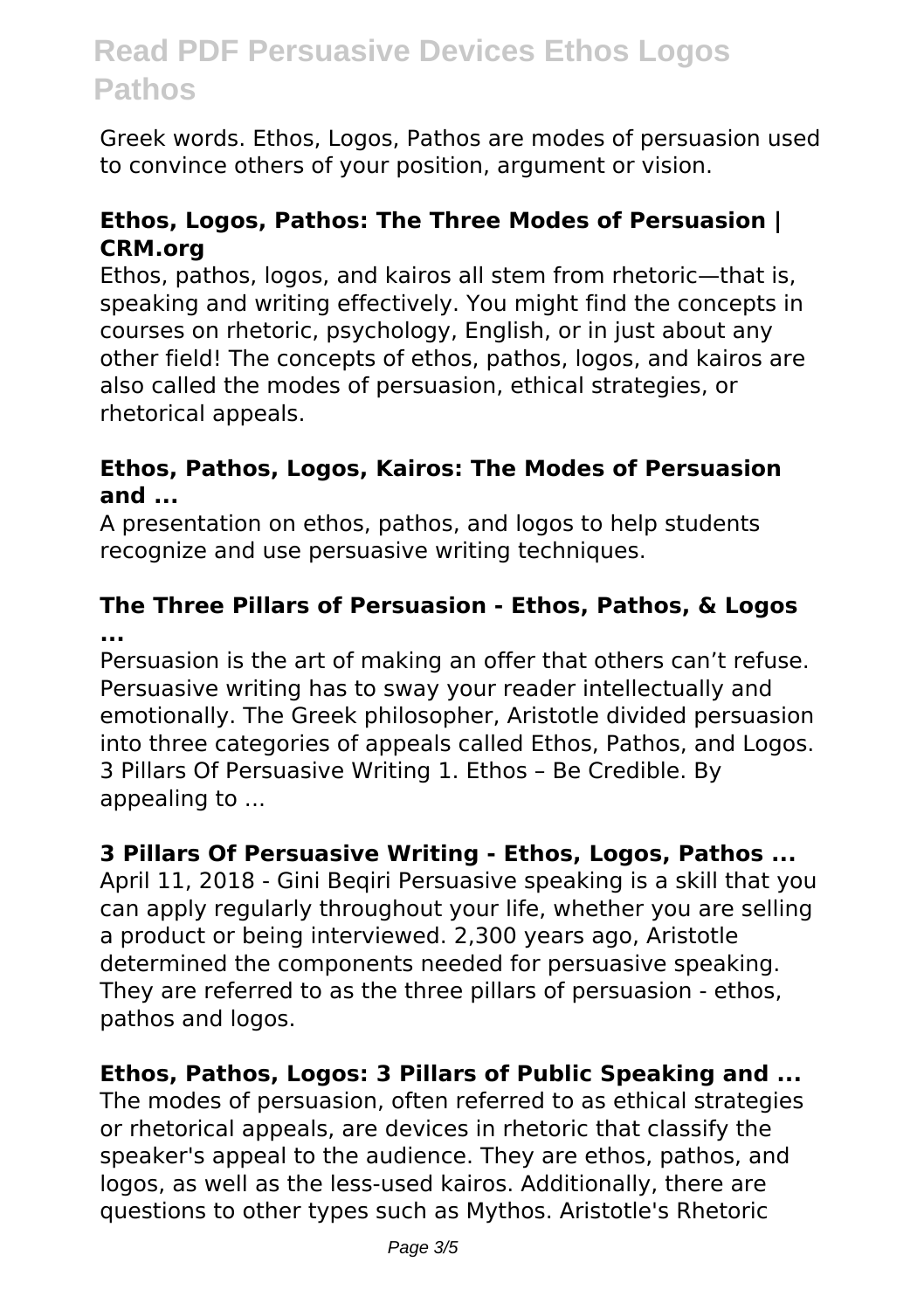Greek words. Ethos, Logos, Pathos are modes of persuasion used to convince others of your position, argument or vision.

### Ethos, Logos, Pathos: The Three Modes of Persuasion | CRM.org

Ethos, pathos, logos, and kairos all stem from rhetoric—that is, speaking and writing effectively. You might find the concepts in courses on rhetoric, psychology, English, or in just about any other field! The concepts of ethos, pathos, logos, and kairos are also called the modes of persuasion, ethical strategies, or rhetorical appeals.

### Ethos, Pathos, Logos, Kairos: The Modes of Persuasion and ...

A presentation on ethos, pathos, and logos to help students recognize and use persuasive writing techniques.

### The Three Pillars of Persuasion - Ethos, Pathos, & Logos ...

Persuasion is the art of making an offer that others can't refuse. Persuasive writing has to sway your reader intellectually and emotionally. The Greek philosopher, Aristotle divided persuasion into three categories of appeals called Ethos, Pathos, and Logos. 3 Pillars Of Persuasive Writing 1. Ethos – Be Credible. By appealing to ...

### 3 Pillars Of Persuasive Writing - Ethos, Logos, Pathos ...

April 11, 2018 - Gini Beqiri Persuasive speaking is a skill that you can apply regularly throughout your life, whether you are selling a product or being interviewed. 2,300 years ago, Aristotle determined the components needed for persuasive speaking. They are referred to as the three pillars of persuasion - ethos, pathos and logos.

### Ethos, Pathos, Logos: 3 Pillars of Public Speaking and ...

The modes of persuasion, often referred to as ethical strategies or rhetorical appeals, are devices in rhetoric that classify the speaker's appeal to the audience. They are ethos, pathos, and logos, as well as the less-used kairos. Additionally, there are questions to other types such as Mythos. Aristotle's Rhetoric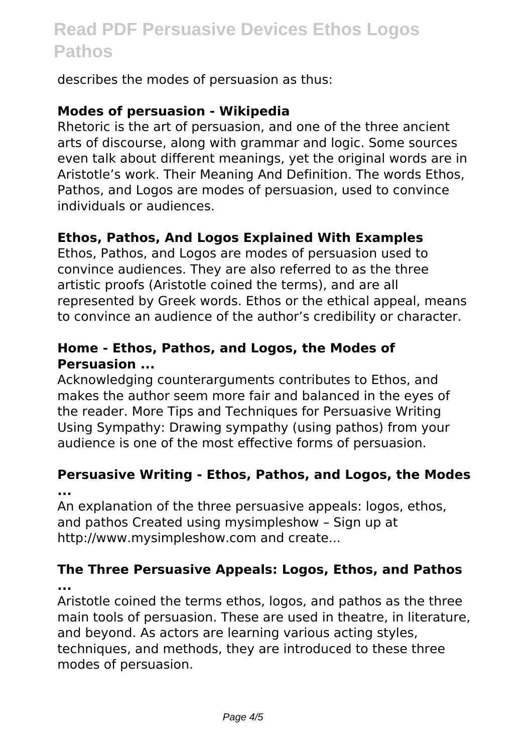describes the modes of persuasion as thus:

**Modes of persuasion - Wikipedia**
Rhetoric is the art of persuasion, and one of the three ancient arts of discourse, along with grammar and logic. Some sources even talk about different meanings, yet the original words are in Aristotle's work. Their Meaning And Definition. The words Ethos, Pathos, and Logos are modes of persuasion, used to convince individuals or audiences.

**Ethos, Pathos, And Logos Explained With Examples**
Ethos, Pathos, and Logos are modes of persuasion used to convince audiences. They are also referred to as the three artistic proofs (Aristotle coined the terms), and are all represented by Greek words. Ethos or the ethical appeal, means to convince an audience of the author's credibility or character.

**Home - Ethos, Pathos, and Logos, the Modes of Persuasion ...**
Acknowledging counterarguments contributes to Ethos, and makes the author seem more fair and balanced in the eyes of the reader. More Tips and Techniques for Persuasive Writing Using Sympathy: Drawing sympathy (using pathos) from your audience is one of the most effective forms of persuasion.

**Persuasive Writing - Ethos, Pathos, and Logos, the Modes ...**
An explanation of the three persuasive appeals: logos, ethos, and pathos Created using mysimpleshow – Sign up at http://www.mysimpleshow.com and create...

**The Three Persuasive Appeals: Logos, Ethos, and Pathos ...**
Aristotle coined the terms ethos, logos, and pathos as the three main tools of persuasion. These are used in theatre, in literature, and beyond. As actors are learning various acting styles, techniques, and methods, they are introduced to these three modes of persuasion.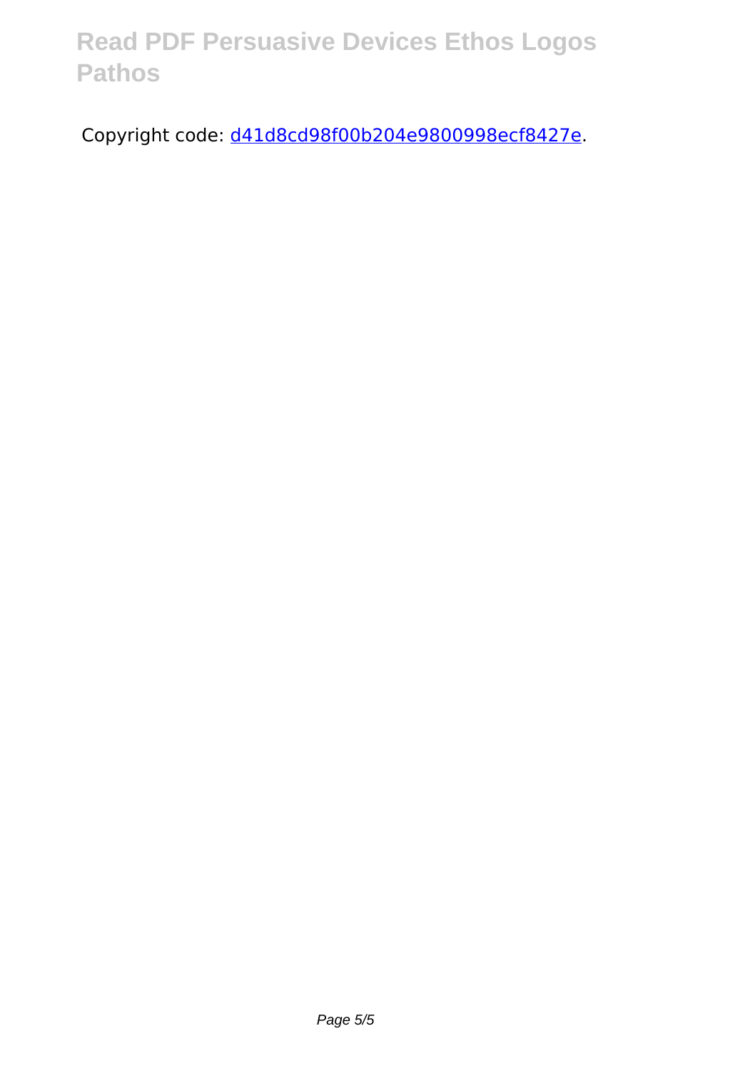Copyright code: [d41d8cd98f00b204e9800998ecf8427e](d41d8cd98f00b204e9800998ecf8427e).